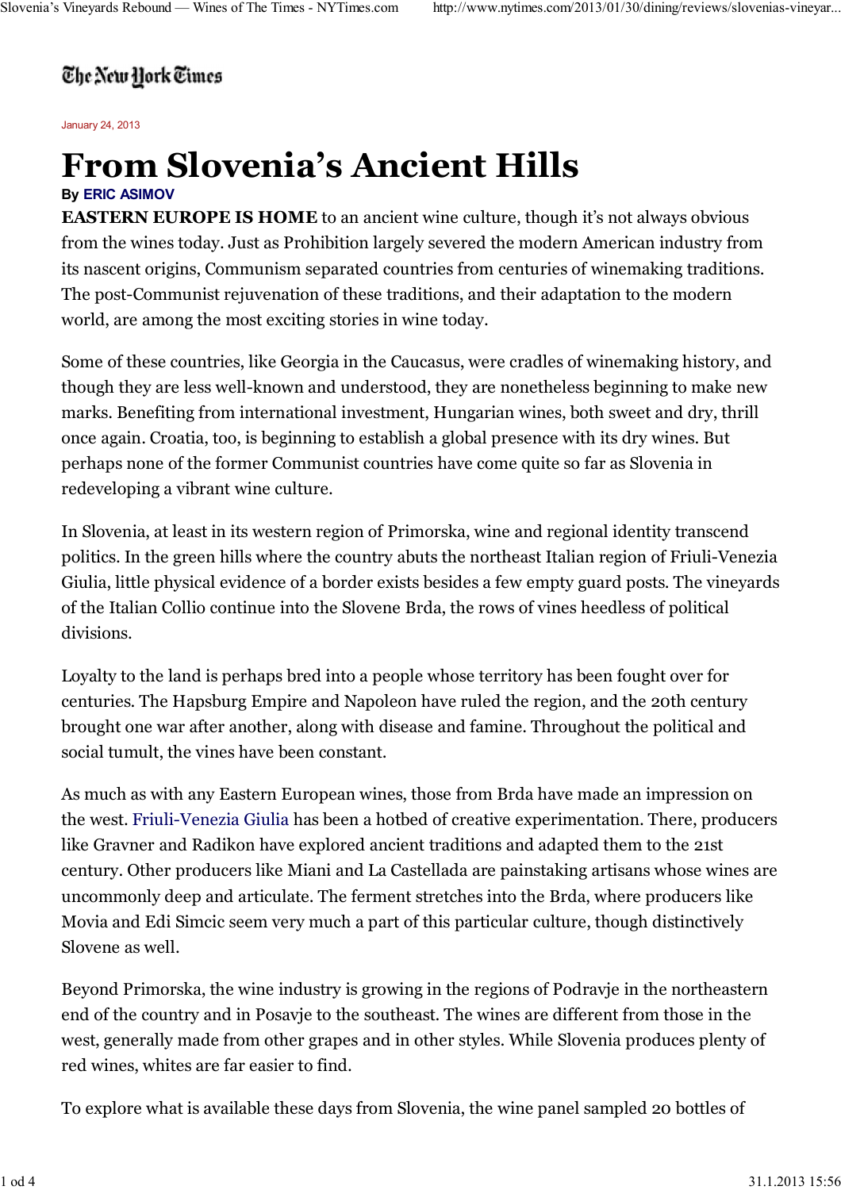The New York Times

January 24, 2013

# From Slovenia's Ancient Hills

By ERIC ASIMOV

**EASTERN EUROPE IS HOME** to an ancient wine culture, though it's not always obvious from the wines today. Just as Prohibition largely severed the modern American industry from its nascent origins, Communism separated countries from centuries of winemaking traditions. The post-Communist rejuvenation of these traditions, and their adaptation to the modern world, are among the most exciting stories in wine today.

Some of these countries, like Georgia in the Caucasus, were cradles of winemaking history, and though they are less well-known and understood, they are nonetheless beginning to make new marks. Benefiting from international investment, Hungarian wines, both sweet and dry, thrill once again. Croatia, too, is beginning to establish a global presence with its dry wines. But perhaps none of the former Communist countries have come quite so far as Slovenia in redeveloping a vibrant wine culture.

In Slovenia, at least in its western region of Primorska, wine and regional identity transcend politics. In the green hills where the country abuts the northeast Italian region of Friuli-Venezia Giulia, little physical evidence of a border exists besides a few empty guard posts. The vineyards of the Italian Collio continue into the Slovene Brda, the rows of vines heedless of political divisions.

Loyalty to the land is perhaps bred into a people whose territory has been fought over for centuries. The Hapsburg Empire and Napoleon have ruled the region, and the 20th century brought one war after another, along with disease and famine. Throughout the political and social tumult, the vines have been constant.

As much as with any Eastern European wines, those from Brda have made an impression on the west. Friuli-Venezia Giulia has been a hotbed of creative experimentation. There, producers like Gravner and Radikon have explored ancient traditions and adapted them to the 21st century. Other producers like Miani and La Castellada are painstaking artisans whose wines are uncommonly deep and articulate. The ferment stretches into the Brda, where producers like Movia and Edi Simcic seem very much a part of this particular culture, though distinctively Slovene as well.

Beyond Primorska, the wine industry is growing in the regions of Podravje in the northeastern end of the country and in Posavje to the southeast. The wines are different from those in the west, generally made from other grapes and in other styles. While Slovenia produces plenty of red wines, whites are far easier to find.

To explore what is available these days from Slovenia, the wine panel sampled 20 bottles of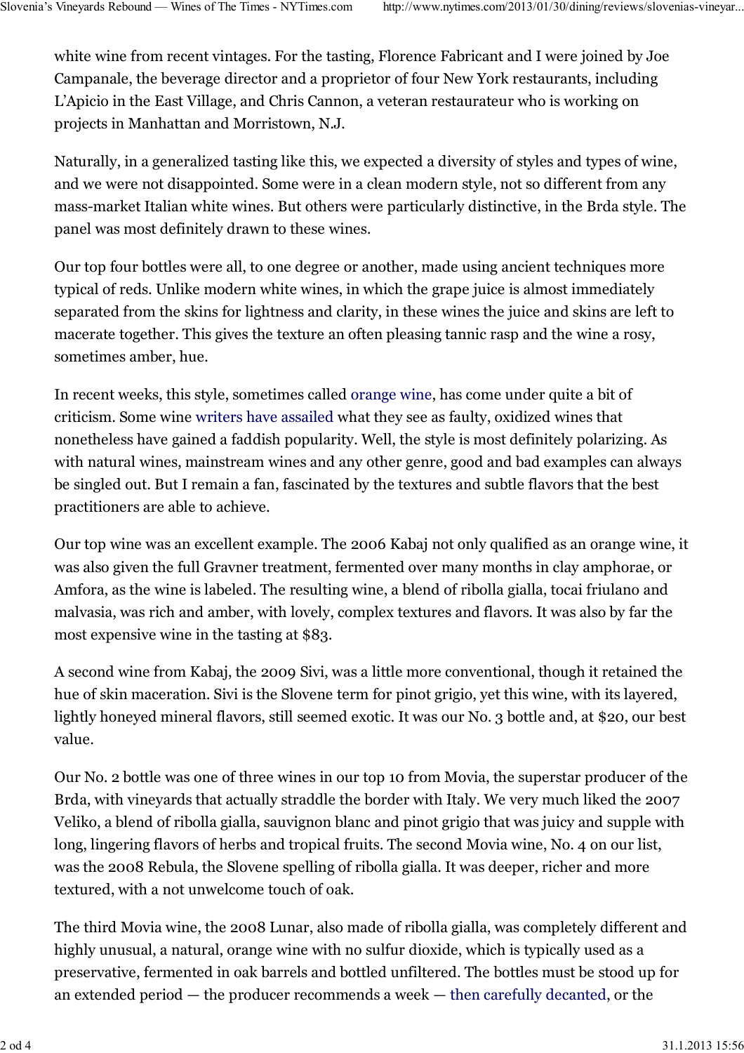white wine from recent vintages. For the tasting, Florence Fabricant and I were joined by Joe Campanale, the beverage director and a proprietor of four New York restaurants, including L'Apicio in the East Village, and Chris Cannon, a veteran restaurateur who is working on projects in Manhattan and Morristown, N.J.

Naturally, in a generalized tasting like this, we expected a diversity of styles and types of wine, and we were not disappointed. Some were in a clean modern style, not so different from any mass-market Italian white wines. But others were particularly distinctive, in the Brda style. The panel was most definitely drawn to these wines.

Our top four bottles were all, to one degree or another, made using ancient techniques more typical of reds. Unlike modern white wines, in which the grape juice is almost immediately separated from the skins for lightness and clarity, in these wines the juice and skins are left to macerate together. This gives the texture an often pleasing tannic rasp and the wine a rosy, sometimes amber, hue.

In recent weeks, this style, sometimes called orange wine, has come under quite a bit of criticism. Some wine writers have assailed what they see as faulty, oxidized wines that nonetheless have gained a faddish popularity. Well, the style is most definitely polarizing. As with natural wines, mainstream wines and any other genre, good and bad examples can always be singled out. But I remain a fan, fascinated by the textures and subtle flavors that the best practitioners are able to achieve.

Our top wine was an excellent example. The 2006 Kabaj not only qualified as an orange wine, it was also given the full Gravner treatment, fermented over many months in clay amphorae, or Amfora, as the wine is labeled. The resulting wine, a blend of ribolla gialla, tocai friulano and malvasia, was rich and amber, with lovely, complex textures and flavors. It was also by far the most expensive wine in the tasting at $83.

A second wine from Kabaj, the 2009 Sivi, was a little more conventional, though it retained the hue of skin maceration. Sivi is the Slovene term for pinot grigio, yet this wine, with its layered, lightly honeyed mineral flavors, still seemed exotic. It was our No. 3 bottle and, at $20, our best value.

Our No. 2 bottle was one of three wines in our top 10 from Movia, the superstar producer of the Brda, with vineyards that actually straddle the border with Italy. We very much liked the 2007 Veliko, a blend of ribolla gialla, sauvignon blanc and pinot grigio that was juicy and supple with long, lingering flavors of herbs and tropical fruits. The second Movia wine, No. 4 on our list, was the 2008 Rebula, the Slovene spelling of ribolla gialla. It was deeper, richer and more textured, with a not unwelcome touch of oak.

The third Movia wine, the 2008 Lunar, also made of ribolla gialla, was completely different and highly unusual, a natural, orange wine with no sulfur dioxide, which is typically used as a preservative, fermented in oak barrels and bottled unfiltered. The bottles must be stood up for an extended period — the producer recommends a week — then carefully decanted, or the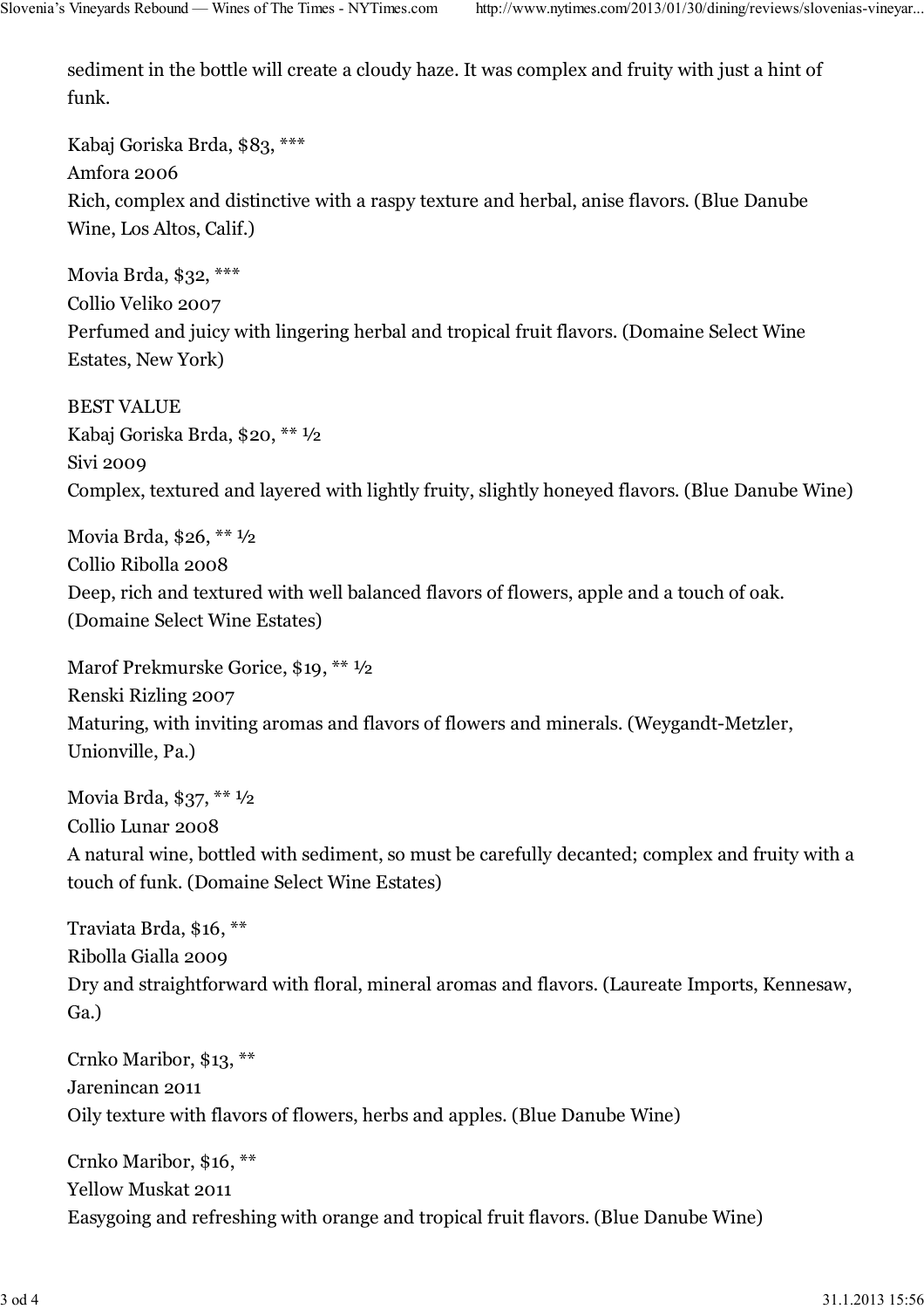sediment in the bottle will create a cloudy haze. It was complex and fruity with just a hint of funk.

Kabaj Goriska Brda, $83, ***
Amfora 2006
Rich, complex and distinctive with a raspy texture and herbal, anise flavors. (Blue Danube Wine, Los Altos, Calif.)

Movia Brda, $32, ***
Collio Veliko 2007
Perfumed and juicy with lingering herbal and tropical fruit flavors. (Domaine Select Wine Estates, New York)

BEST VALUE
Kabaj Goriska Brda, $20, ** ½
Sivi 2009
Complex, textured and layered with lightly fruity, slightly honeyed flavors. (Blue Danube Wine)

Movia Brda, $26, ** ½
Collio Ribolla 2008
Deep, rich and textured with well balanced flavors of flowers, apple and a touch of oak. (Domaine Select Wine Estates)

Marof Prekmurske Gorice, $19, ** ½
Renski Rizling 2007
Maturing, with inviting aromas and flavors of flowers and minerals. (Weygandt-Metzler, Unionville, Pa.)

Movia Brda, $37, ** ½
Collio Lunar 2008
A natural wine, bottled with sediment, so must be carefully decanted; complex and fruity with a touch of funk. (Domaine Select Wine Estates)

Traviata Brda, $16, **
Ribolla Gialla 2009
Dry and straightforward with floral, mineral aromas and flavors. (Laureate Imports, Kennesaw, Ga.)

Crnko Maribor, $13, **
Jarenincan 2011
Oily texture with flavors of flowers, herbs and apples. (Blue Danube Wine)

Crnko Maribor, $16, **
Yellow Muskat 2011
Easygoing and refreshing with orange and tropical fruit flavors. (Blue Danube Wine)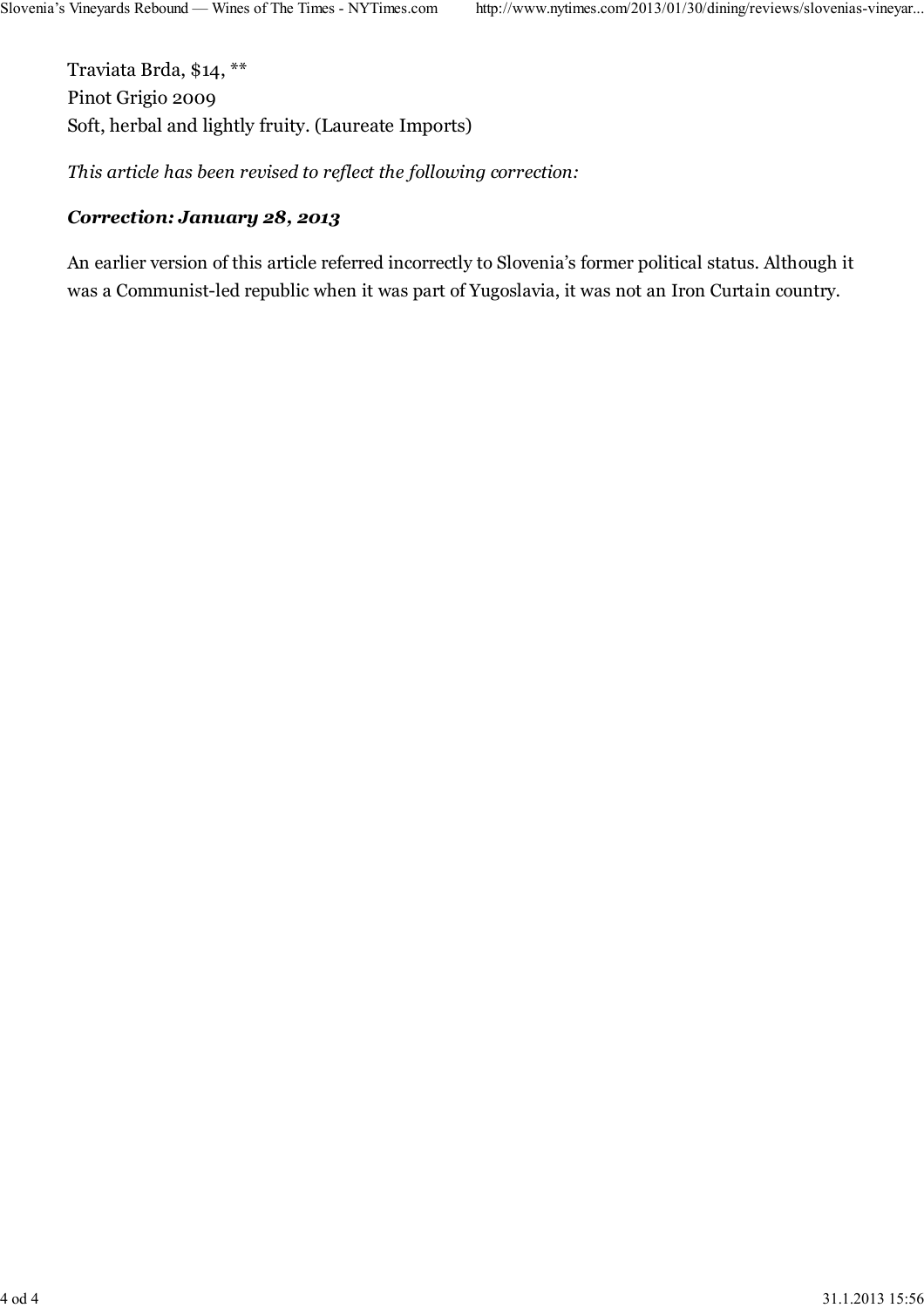Traviata Brda, $14, **
Pinot Grigio 2009
Soft, herbal and lightly fruity. (Laureate Imports)

*This article has been revised to reflect the following correction:*

***Correction: January 28, 2013***

An earlier version of this article referred incorrectly to Slovenia's former political status. Although it was a Communist-led republic when it was part of Yugoslavia, it was not an Iron Curtain country.